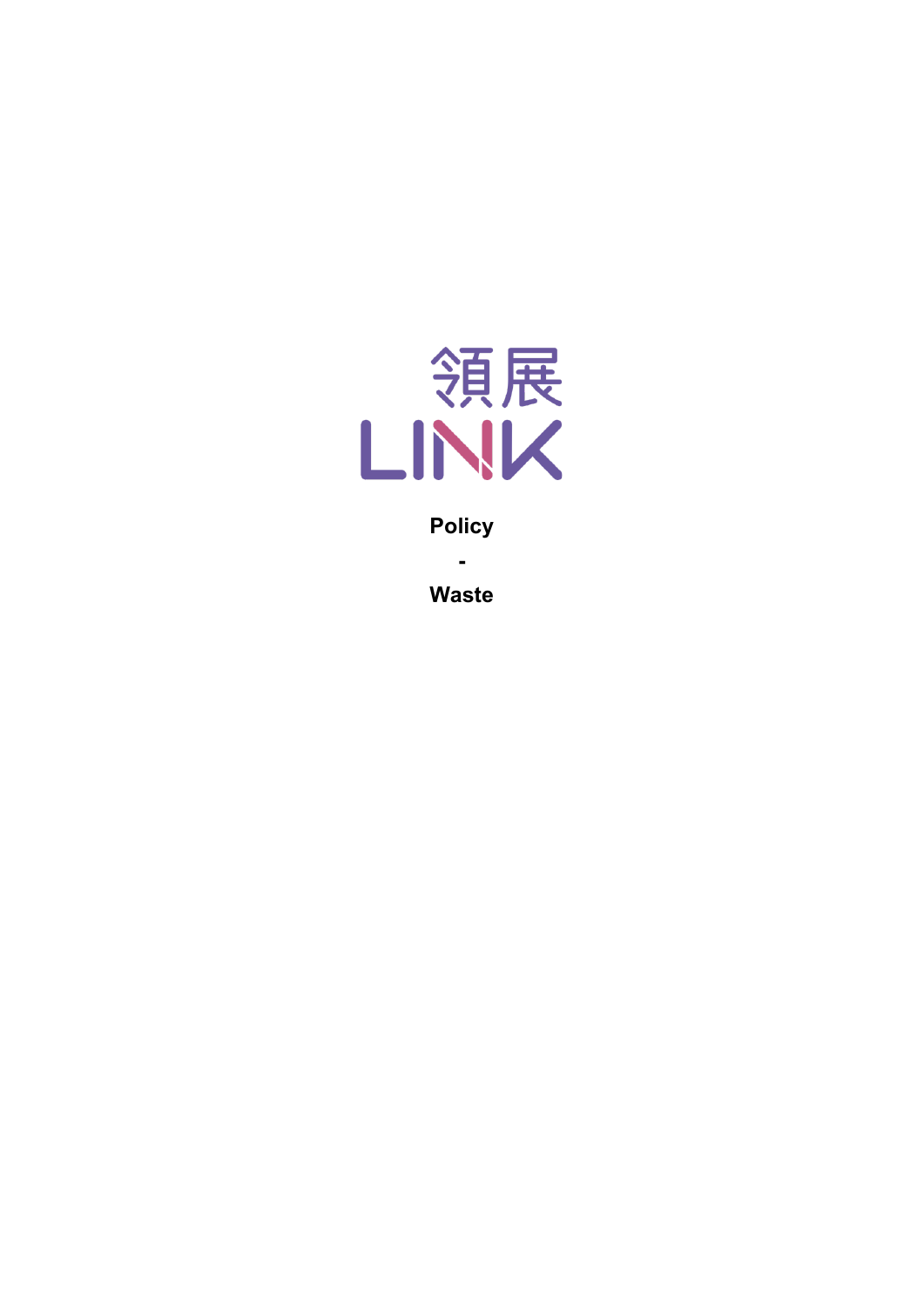領展

LINK

**Policy**

**-**

**Waste**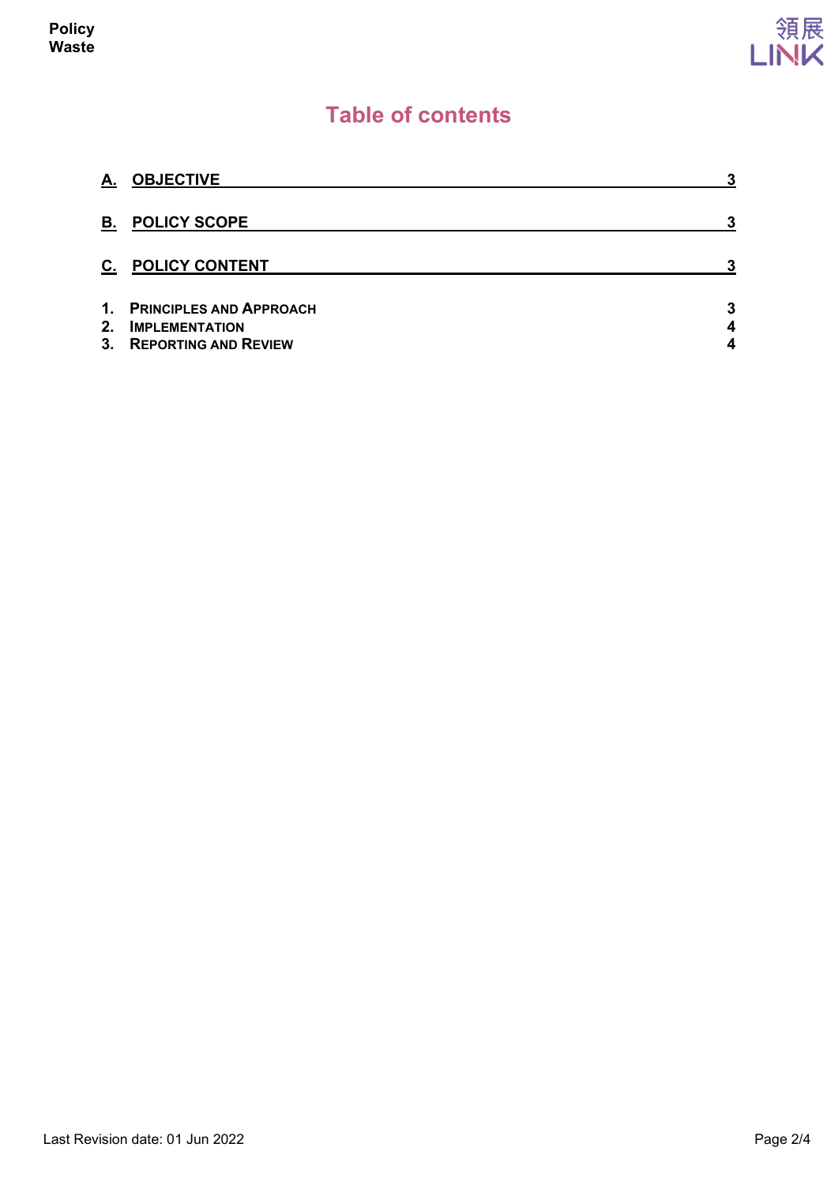# Table of contents

| | |
|---|---|
| **A. OBJECTIVE** | **3** |
| **B. POLICY SCOPE** | **3** |
| **C. POLICY CONTENT** | **3** |
| **1. PRINCIPLES AND APPROACH** | **3** |
| **2. IMPLEMENTATION** | **4** |
| **3. REPORTING AND REVIEW** | **4** |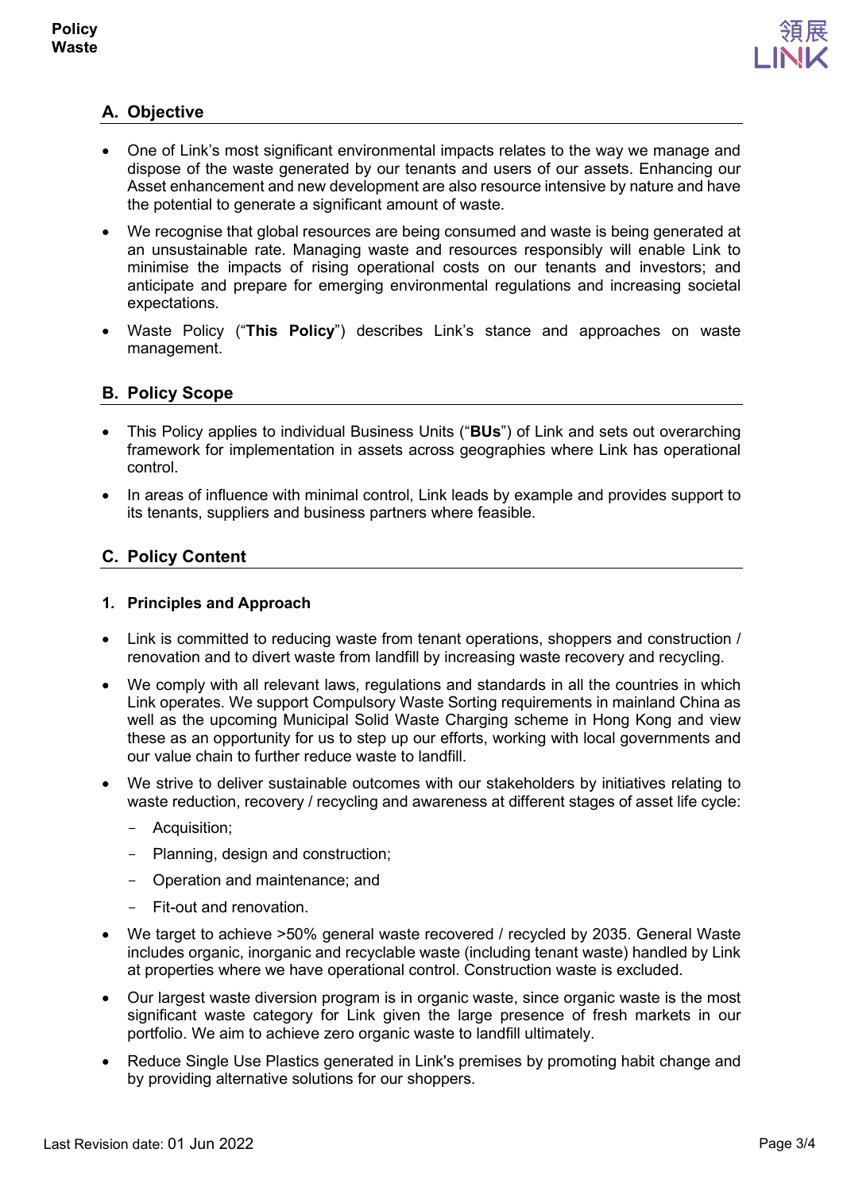## A. Objective

- One of Link's most significant environmental impacts relates to the way we manage and dispose of the waste generated by our tenants and users of our assets. Enhancing our Asset enhancement and new development are also resource intensive by nature and have the potential to generate a significant amount of waste.
- We recognise that global resources are being consumed and waste is being generated at an unsustainable rate. Managing waste and resources responsibly will enable Link to minimise the impacts of rising operational costs on our tenants and investors; and anticipate and prepare for emerging environmental regulations and increasing societal expectations.
- Waste Policy ("**This Policy**") describes Link's stance and approaches on waste management.

## B. Policy Scope

- This Policy applies to individual Business Units ("**BUs**") of Link and sets out overarching framework for implementation in assets across geographies where Link has operational control.
- In areas of influence with minimal control, Link leads by example and provides support to its tenants, suppliers and business partners where feasible.

## C. Policy Content

### 1. Principles and Approach

- Link is committed to reducing waste from tenant operations, shoppers and construction / renovation and to divert waste from landfill by increasing waste recovery and recycling.
- We comply with all relevant laws, regulations and standards in all the countries in which Link operates. We support Compulsory Waste Sorting requirements in mainland China as well as the upcoming Municipal Solid Waste Charging scheme in Hong Kong and view these as an opportunity for us to step up our efforts, working with local governments and our value chain to further reduce waste to landfill.
- We strive to deliver sustainable outcomes with our stakeholders by initiatives relating to waste reduction, recovery / recycling and awareness at different stages of asset life cycle:
  - Acquisition;
  - Planning, design and construction;
  - Operation and maintenance; and
  - Fit-out and renovation.
- We target to achieve >50% general waste recovered / recycled by 2035. General Waste includes organic, inorganic and recyclable waste (including tenant waste) handled by Link at properties where we have operational control. Construction waste is excluded.
- Our largest waste diversion program is in organic waste, since organic waste is the most significant waste category for Link given the large presence of fresh markets in our portfolio. We aim to achieve zero organic waste to landfill ultimately.
- Reduce Single Use Plastics generated in Link's premises by promoting habit change and by providing alternative solutions for our shoppers.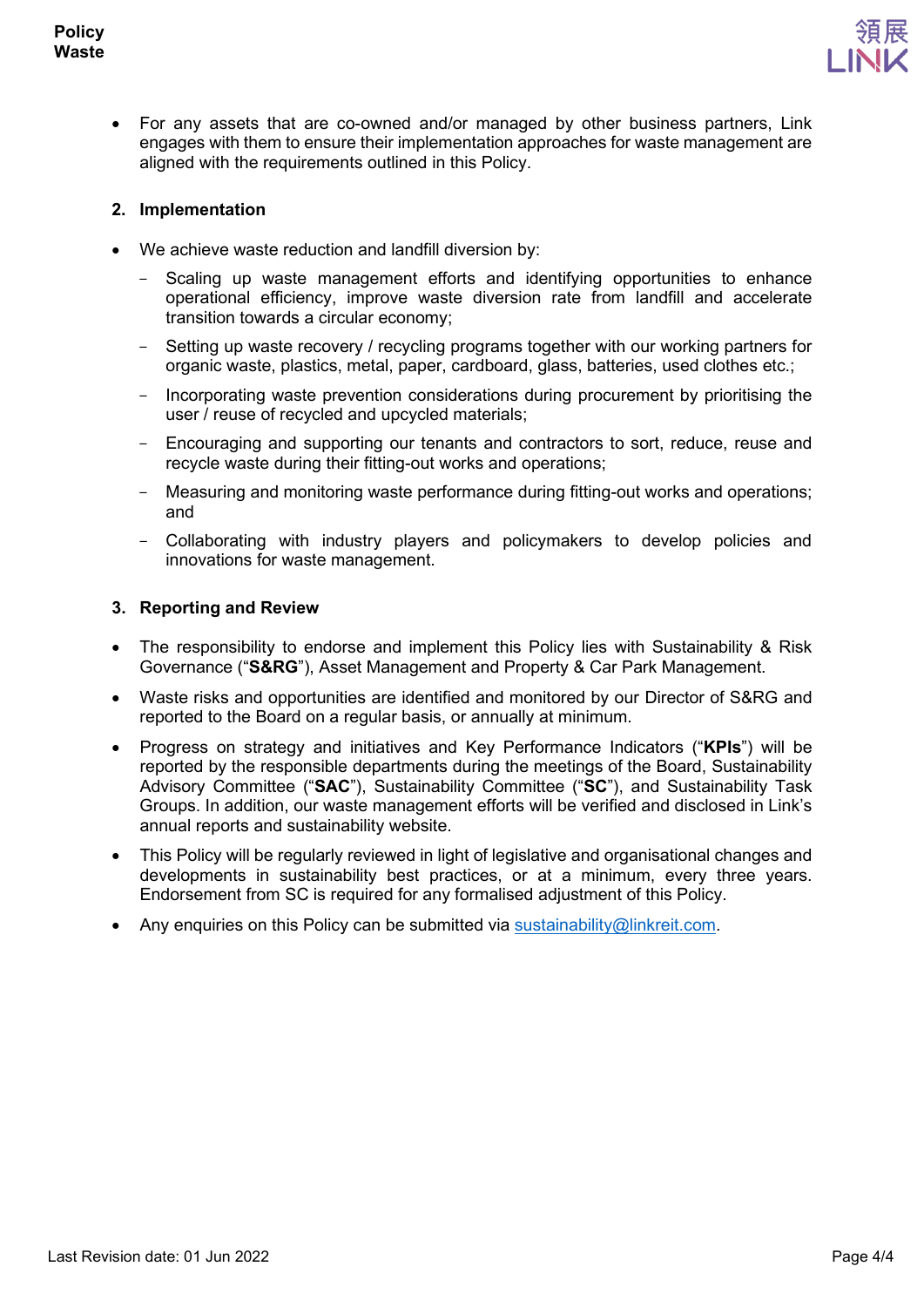- For any assets that are co-owned and/or managed by other business partners, Link engages with them to ensure their implementation approaches for waste management are aligned with the requirements outlined in this Policy.

## 2. Implementation

- We achieve waste reduction and landfill diversion by:
  - Scaling up waste management efforts and identifying opportunities to enhance operational efficiency, improve waste diversion rate from landfill and accelerate transition towards a circular economy;
  - Setting up waste recovery / recycling programs together with our working partners for organic waste, plastics, metal, paper, cardboard, glass, batteries, used clothes etc.;
  - Incorporating waste prevention considerations during procurement by prioritising the user / reuse of recycled and upcycled materials;
  - Encouraging and supporting our tenants and contractors to sort, reduce, reuse and recycle waste during their fitting-out works and operations;
  - Measuring and monitoring waste performance during fitting-out works and operations; and
  - Collaborating with industry players and policymakers to develop policies and innovations for waste management.

## 3. Reporting and Review

- The responsibility to endorse and implement this Policy lies with Sustainability & Risk Governance ("**S&RG**"), Asset Management and Property & Car Park Management.
- Waste risks and opportunities are identified and monitored by our Director of S&RG and reported to the Board on a regular basis, or annually at minimum.
- Progress on strategy and initiatives and Key Performance Indicators ("**KPIs**") will be reported by the responsible departments during the meetings of the Board, Sustainability Advisory Committee ("**SAC**"), Sustainability Committee ("**SC**"), and Sustainability Task Groups. In addition, our waste management efforts will be verified and disclosed in Link's annual reports and sustainability website.
- This Policy will be regularly reviewed in light of legislative and organisational changes and developments in sustainability best practices, or at a minimum, every three years. Endorsement from SC is required for any formalised adjustment of this Policy.
- Any enquiries on this Policy can be submitted via sustainability@linkreit.com.